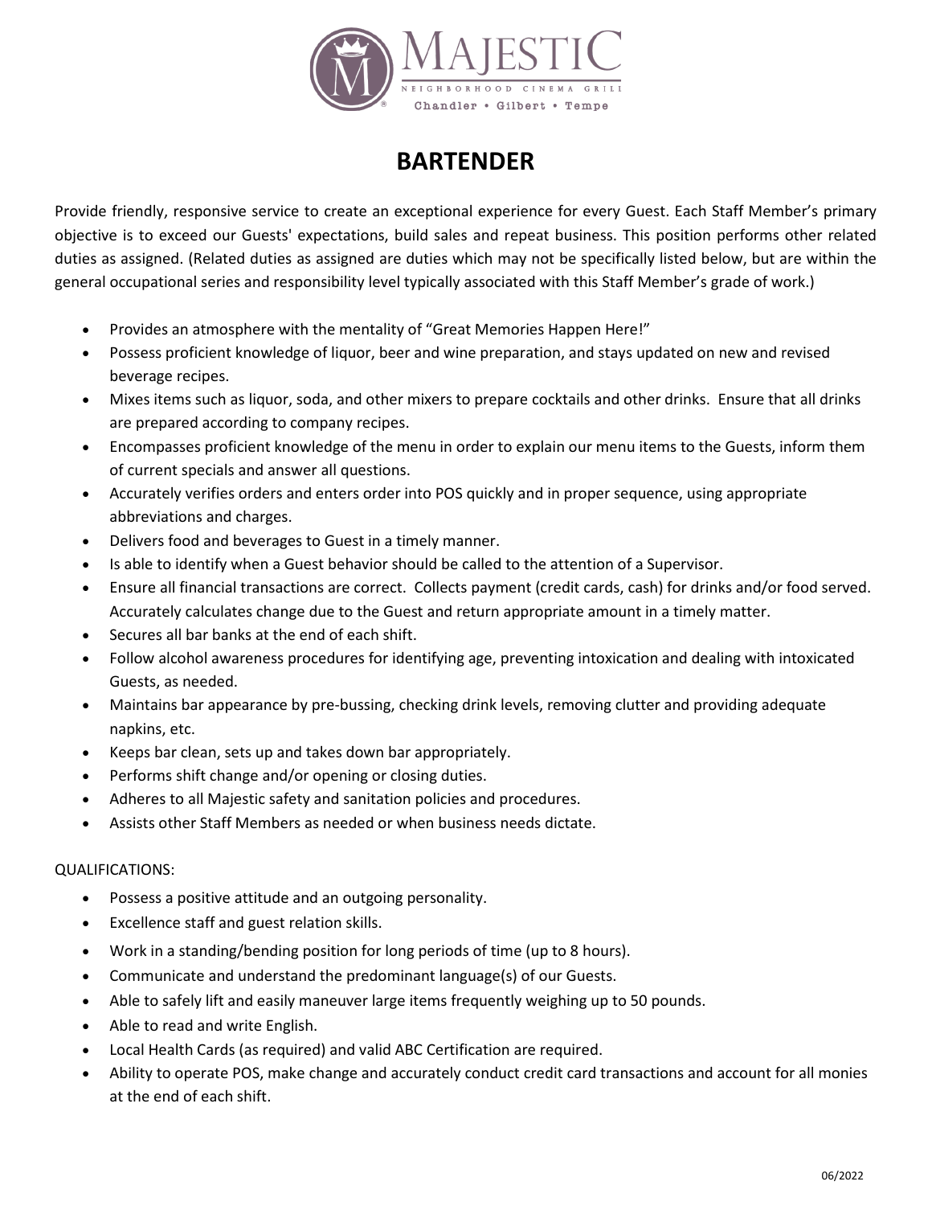# BARTENDER

Provide friendly, responsive service to create an exceptional experience for every Guest. Each Staff Member's primary objective is to exceed our Guests' expectations, build sales and repeat business. This position performs other related duties as assigned. (Related duties as assigned are duties which may not be specifically listed below, but are within the general occupational series and responsibility level typically associated with this Staff Member's grade of work.)

- Provides an atmosphere with the mentality of "Great Memories Happen Here!"
- Possess proficient knowledge of liquor, beer and wine preparation, and stays updated on new and revised beverage recipes.
- Mixes items such as liquor, soda, and other mixers to prepare cocktails and other drinks. Ensure that all drinks are prepared according to company recipes.
- Encompasses proficient knowledge of the menu in order to explain our menu items to the Guests, inform them of current specials and answer all questions.
- Accurately verifies orders and enters order into POS quickly and in proper sequence, using appropriate abbreviations and charges.
- Delivers food and beverages to Guest in a timely manner.
- Is able to identify when a Guest behavior should be called to the attention of a Supervisor.
- Ensure all financial transactions are correct. Collects payment (credit cards, cash) for drinks and/or food served. Accurately calculates change due to the Guest and return appropriate amount in a timely matter.
- Secures all bar banks at the end of each shift.
- Follow alcohol awareness procedures for identifying age, preventing intoxication and dealing with intoxicated Guests, as needed.
- Maintains bar appearance by pre-bussing, checking drink levels, removing clutter and providing adequate napkins, etc.
- Keeps bar clean, sets up and takes down bar appropriately.
- Performs shift change and/or opening or closing duties.
- Adheres to all Majestic safety and sanitation policies and procedures.
- Assists other Staff Members as needed or when business needs dictate.

QUALIFICATIONS:

- Possess a positive attitude and an outgoing personality.
- Excellence staff and guest relation skills.
- Work in a standing/bending position for long periods of time (up to 8 hours).
- Communicate and understand the predominant language(s) of our Guests.
- Able to safely lift and easily maneuver large items frequently weighing up to 50 pounds.
- Able to read and write English.
- Local Health Cards (as required) and valid ABC Certification are required.
- Ability to operate POS, make change and accurately conduct credit card transactions and account for all monies at the end of each shift.

06/2022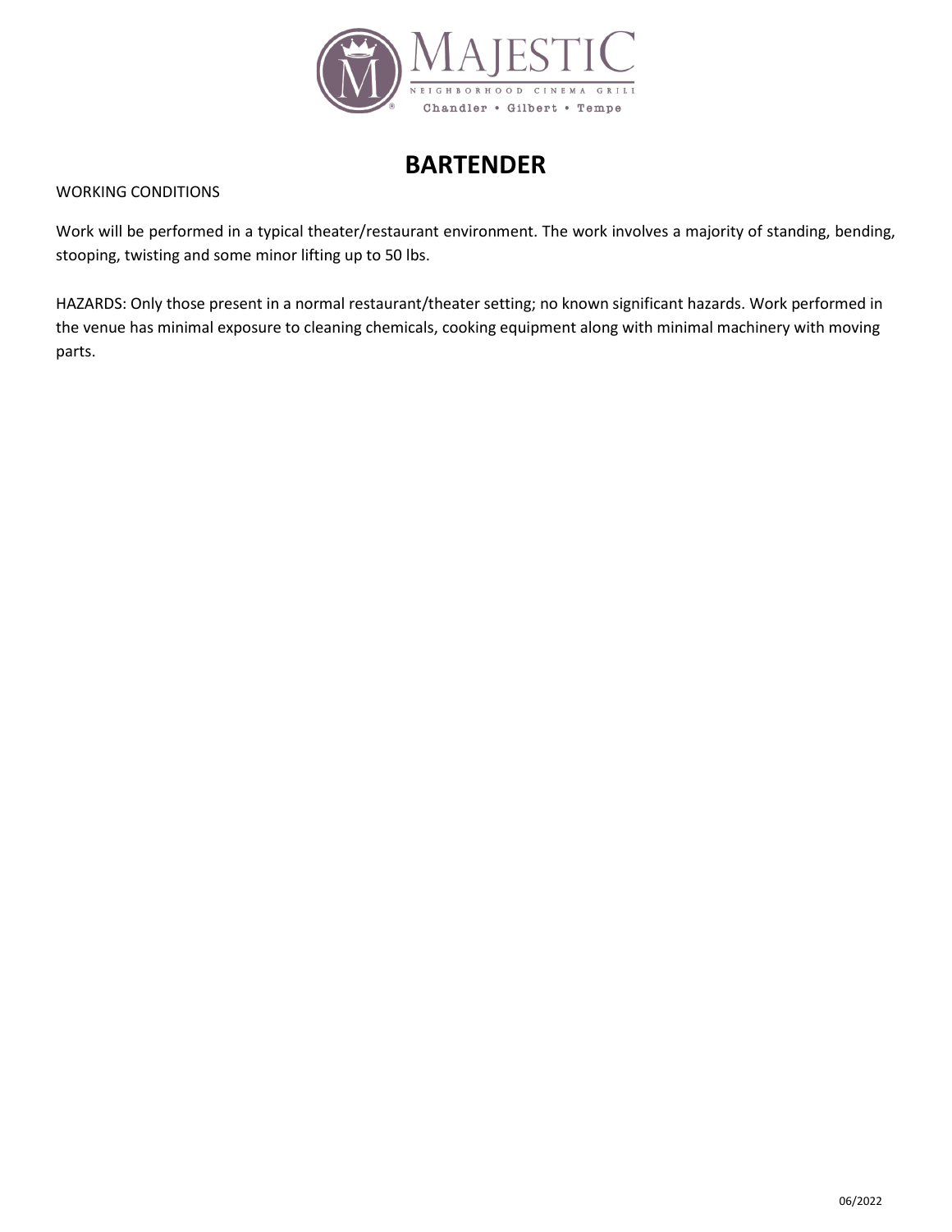# BARTENDER

WORKING CONDITIONS

Work will be performed in a typical theater/restaurant environment. The work involves a majority of standing, bending, stooping, twisting and some minor lifting up to 50 lbs.

HAZARDS: Only those present in a normal restaurant/theater setting; no known significant hazards. Work performed in the venue has minimal exposure to cleaning chemicals, cooking equipment along with minimal machinery with moving parts.

06/2022